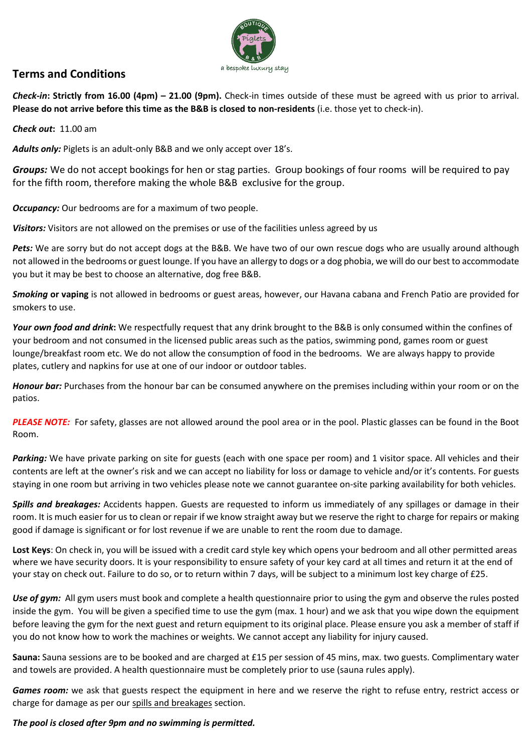## Terms and Conditions

***Check-in*: Strictly from 16.00 (4pm) – 21.00 (9pm).** Check-in times outside of these must be agreed with us prior to arrival. **Please do not arrive before this time as the B&B is closed to non-residents** (i.e. those yet to check-in).

***Check out*:** 11.00 am

***Adults only:*** Piglets is an adult-only B&B and we only accept over 18's.

***Groups:*** We do not accept bookings for hen or stag parties. Group bookings of four rooms will be required to pay for the fifth room, therefore making the whole B&B exclusive for the group.

***Occupancy:*** Our bedrooms are for a maximum of two people.

***Visitors:*** Visitors are not allowed on the premises or use of the facilities unless agreed by us

***Pets:*** We are sorry but do not accept dogs at the B&B. We have two of our own rescue dogs who are usually around although not allowed in the bedrooms or guest lounge. If you have an allergy to dogs or a dog phobia, we will do our best to accommodate you but it may be best to choose an alternative, dog free B&B.

***Smoking* or vaping** is not allowed in bedrooms or guest areas, however, our Havana cabana and French Patio are provided for smokers to use.

***Your own food and drink*:** We respectfully request that any drink brought to the B&B is only consumed within the confines of your bedroom and not consumed in the licensed public areas such as the patios, swimming pond, games room or guest lounge/breakfast room etc. We do not allow the consumption of food in the bedrooms. We are always happy to provide plates, cutlery and napkins for use at one of our indoor or outdoor tables.

***Honour bar:*** Purchases from the honour bar can be consumed anywhere on the premises including within your room or on the patios.

***PLEASE NOTE:*** For safety, glasses are not allowed around the pool area or in the pool. Plastic glasses can be found in the Boot Room.

***Parking:*** We have private parking on site for guests (each with one space per room) and 1 visitor space. All vehicles and their contents are left at the owner's risk and we can accept no liability for loss or damage to vehicle and/or it's contents. For guests staying in one room but arriving in two vehicles please note we cannot guarantee on-site parking availability for both vehicles.

***Spills and breakages:*** Accidents happen. Guests are requested to inform us immediately of any spillages or damage in their room. It is much easier for us to clean or repair if we know straight away but we reserve the right to charge for repairs or making good if damage is significant or for lost revenue if we are unable to rent the room due to damage.

**Lost Keys**: On check in, you will be issued with a credit card style key which opens your bedroom and all other permitted areas where we have security doors. It is your responsibility to ensure safety of your key card at all times and return it at the end of your stay on check out. Failure to do so, or to return within 7 days, will be subject to a minimum lost key charge of £25.

***Use of gym:*** All gym users must book and complete a health questionnaire prior to using the gym and observe the rules posted inside the gym. You will be given a specified time to use the gym (max. 1 hour) and we ask that you wipe down the equipment before leaving the gym for the next guest and return equipment to its original place. Please ensure you ask a member of staff if you do not know how to work the machines or weights. We cannot accept any liability for injury caused.

**Sauna:** Sauna sessions are to be booked and are charged at £15 per session of 45 mins, max. two guests. Complimentary water and towels are provided. A health questionnaire must be completely prior to use (sauna rules apply).

***Games room:*** we ask that guests respect the equipment in here and we reserve the right to refuse entry, restrict access or charge for damage as per our spills and breakages section.

***The pool is closed after 9pm and no swimming is permitted.***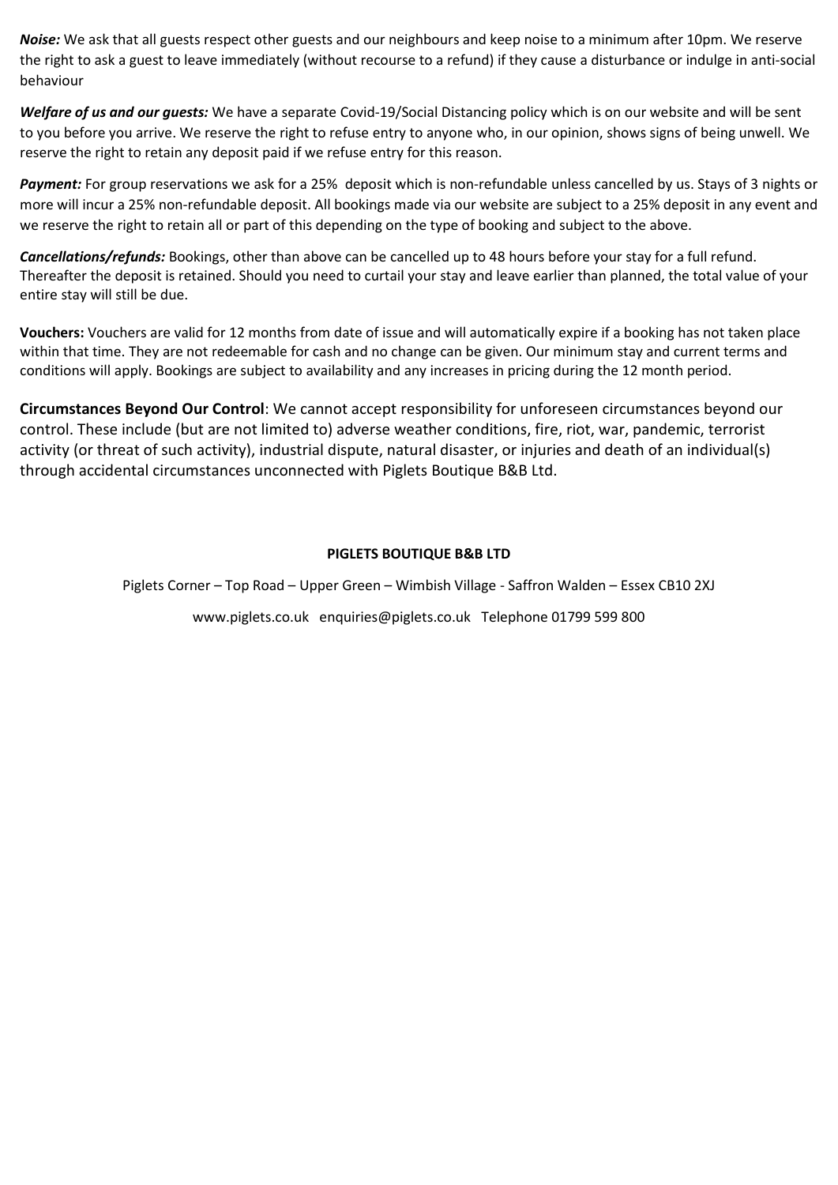***Noise:*** We ask that all guests respect other guests and our neighbours and keep noise to a minimum after 10pm. We reserve the right to ask a guest to leave immediately (without recourse to a refund) if they cause a disturbance or indulge in anti-social behaviour

***Welfare of us and our guests:*** We have a separate Covid-19/Social Distancing policy which is on our website and will be sent to you before you arrive. We reserve the right to refuse entry to anyone who, in our opinion, shows signs of being unwell. We reserve the right to retain any deposit paid if we refuse entry for this reason.

***Payment:*** For group reservations we ask for a 25% deposit which is non-refundable unless cancelled by us. Stays of 3 nights or more will incur a 25% non-refundable deposit. All bookings made via our website are subject to a 25% deposit in any event and we reserve the right to retain all or part of this depending on the type of booking and subject to the above.

***Cancellations/refunds:*** Bookings, other than above can be cancelled up to 48 hours before your stay for a full refund. Thereafter the deposit is retained. Should you need to curtail your stay and leave earlier than planned, the total value of your entire stay will still be due.

**Vouchers:** Vouchers are valid for 12 months from date of issue and will automatically expire if a booking has not taken place within that time. They are not redeemable for cash and no change can be given. Our minimum stay and current terms and conditions will apply. Bookings are subject to availability and any increases in pricing during the 12 month period.

**Circumstances Beyond Our Control**: We cannot accept responsibility for unforeseen circumstances beyond our control. These include (but are not limited to) adverse weather conditions, fire, riot, war, pandemic, terrorist activity (or threat of such activity), industrial dispute, natural disaster, or injuries and death of an individual(s) through accidental circumstances unconnected with Piglets Boutique B&B Ltd.

**PIGLETS BOUTIQUE B&B LTD**

Piglets Corner – Top Road – Upper Green – Wimbish Village - Saffron Walden – Essex CB10 2XJ

www.piglets.co.uk enquiries@piglets.co.uk Telephone 01799 599 800